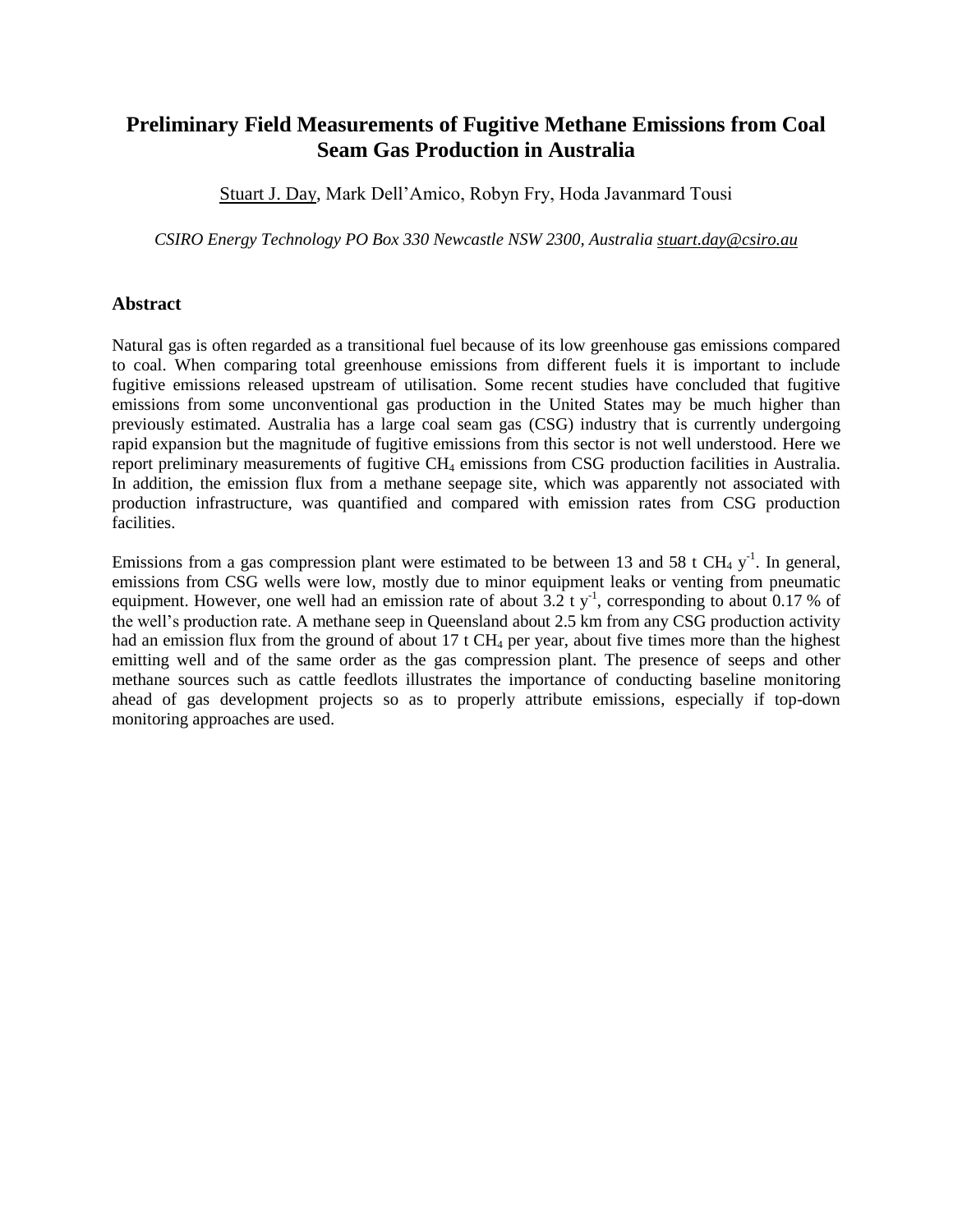# Preliminary Field Measurements of Fugitive Methane Emissions from Coal Seam Gas Production in Australia

Stuart J. Day, Mark Dell'Amico, Robyn Fry, Hoda Javanmard Tousi

*CSIRO Energy Technology PO Box 330 Newcastle NSW 2300, Australia stuart.day@csiro.au*

## Abstract

Natural gas is often regarded as a transitional fuel because of its low greenhouse gas emissions compared to coal. When comparing total greenhouse emissions from different fuels it is important to include fugitive emissions released upstream of utilisation. Some recent studies have concluded that fugitive emissions from some unconventional gas production in the United States may be much higher than previously estimated. Australia has a large coal seam gas (CSG) industry that is currently undergoing rapid expansion but the magnitude of fugitive emissions from this sector is not well understood. Here we report preliminary measurements of fugitive $CH_4$ emissions from CSG production facilities in Australia. In addition, the emission flux from a methane seepage site, which was apparently not associated with production infrastructure, was quantified and compared with emission rates from CSG production facilities.

Emissions from a gas compression plant were estimated to be between 13 and 58 t $CH_4$ $y^{-1}$. In general, emissions from CSG wells were low, mostly due to minor equipment leaks or venting from pneumatic equipment. However, one well had an emission rate of about 3.2 t $y^{-1}$, corresponding to about 0.17 % of the well's production rate. A methane seep in Queensland about 2.5 km from any CSG production activity had an emission flux from the ground of about 17 t $CH_4$ per year, about five times more than the highest emitting well and of the same order as the gas compression plant. The presence of seeps and other methane sources such as cattle feedlots illustrates the importance of conducting baseline monitoring ahead of gas development projects so as to properly attribute emissions, especially if top-down monitoring approaches are used.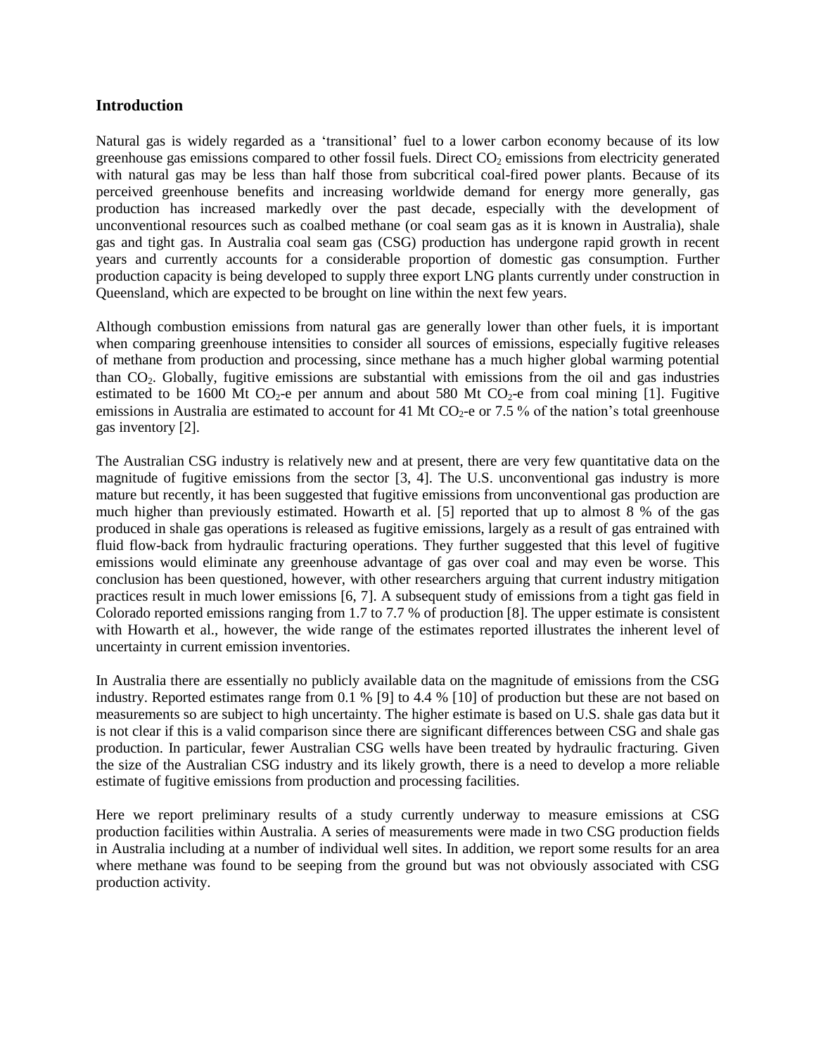## Introduction

Natural gas is widely regarded as a 'transitional' fuel to a lower carbon economy because of its low greenhouse gas emissions compared to other fossil fuels. Direct $CO_2$ emissions from electricity generated with natural gas may be less than half those from subcritical coal-fired power plants. Because of its perceived greenhouse benefits and increasing worldwide demand for energy more generally, gas production has increased markedly over the past decade, especially with the development of unconventional resources such as coalbed methane (or coal seam gas as it is known in Australia), shale gas and tight gas. In Australia coal seam gas (CSG) production has undergone rapid growth in recent years and currently accounts for a considerable proportion of domestic gas consumption. Further production capacity is being developed to supply three export LNG plants currently under construction in Queensland, which are expected to be brought on line within the next few years.

Although combustion emissions from natural gas are generally lower than other fuels, it is important when comparing greenhouse intensities to consider all sources of emissions, especially fugitive releases of methane from production and processing, since methane has a much higher global warming potential than $CO_2$. Globally, fugitive emissions are substantial with emissions from the oil and gas industries estimated to be 1600 Mt $CO_2$-e per annum and about 580 Mt $CO_2$-e from coal mining [1]. Fugitive emissions in Australia are estimated to account for 41 Mt $CO_2$-e or 7.5 % of the nation's total greenhouse gas inventory [2].

The Australian CSG industry is relatively new and at present, there are very few quantitative data on the magnitude of fugitive emissions from the sector [3, 4]. The U.S. unconventional gas industry is more mature but recently, it has been suggested that fugitive emissions from unconventional gas production are much higher than previously estimated. Howarth et al. [5] reported that up to almost 8 % of the gas produced in shale gas operations is released as fugitive emissions, largely as a result of gas entrained with fluid flow-back from hydraulic fracturing operations. They further suggested that this level of fugitive emissions would eliminate any greenhouse advantage of gas over coal and may even be worse. This conclusion has been questioned, however, with other researchers arguing that current industry mitigation practices result in much lower emissions [6, 7]. A subsequent study of emissions from a tight gas field in Colorado reported emissions ranging from 1.7 to 7.7 % of production [8]. The upper estimate is consistent with Howarth et al., however, the wide range of the estimates reported illustrates the inherent level of uncertainty in current emission inventories.

In Australia there are essentially no publicly available data on the magnitude of emissions from the CSG industry. Reported estimates range from 0.1 % [9] to 4.4 % [10] of production but these are not based on measurements so are subject to high uncertainty. The higher estimate is based on U.S. shale gas data but it is not clear if this is a valid comparison since there are significant differences between CSG and shale gas production. In particular, fewer Australian CSG wells have been treated by hydraulic fracturing. Given the size of the Australian CSG industry and its likely growth, there is a need to develop a more reliable estimate of fugitive emissions from production and processing facilities.

Here we report preliminary results of a study currently underway to measure emissions at CSG production facilities within Australia. A series of measurements were made in two CSG production fields in Australia including at a number of individual well sites. In addition, we report some results for an area where methane was found to be seeping from the ground but was not obviously associated with CSG production activity.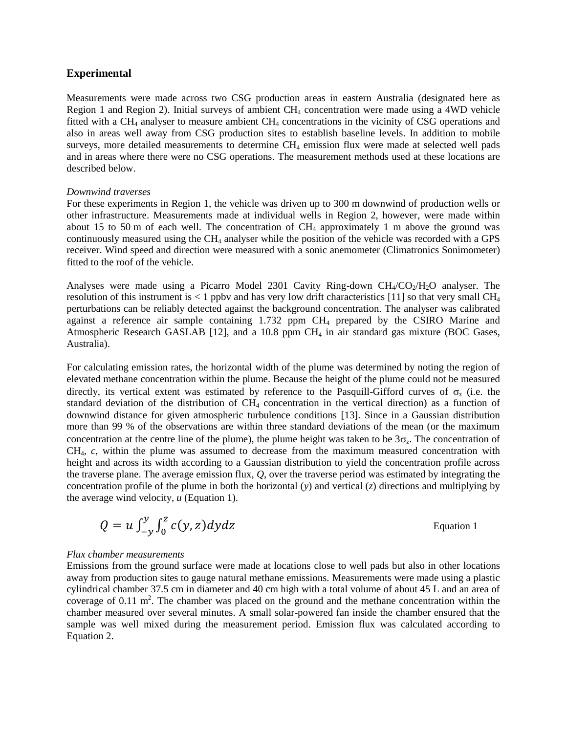## Experimental

Measurements were made across two CSG production areas in eastern Australia (designated here as Region 1 and Region 2). Initial surveys of ambient $CH_4$ concentration were made using a 4WD vehicle fitted with a $CH_4$ analyser to measure ambient $CH_4$ concentrations in the vicinity of CSG operations and also in areas well away from CSG production sites to establish baseline levels. In addition to mobile surveys, more detailed measurements to determine $CH_4$ emission flux were made at selected well pads and in areas where there were no CSG operations. The measurement methods used at these locations are described below.

*Downwind traverses*

For these experiments in Region 1, the vehicle was driven up to 300 m downwind of production wells or other infrastructure. Measurements made at individual wells in Region 2, however, were made within about 15 to 50 m of each well. The concentration of $CH_4$ approximately 1 m above the ground was continuously measured using the $CH_4$ analyser while the position of the vehicle was recorded with a GPS receiver. Wind speed and direction were measured with a sonic anemometer (Climatronics Sonimometer) fitted to the roof of the vehicle.

Analyses were made using a Picarro Model 2301 Cavity Ring-down $CH_4/CO_2/H_2O$ analyser. The resolution of this instrument is < 1 ppbv and has very low drift characteristics [11] so that very small $CH_4$ perturbations can be reliably detected against the background concentration. The analyser was calibrated against a reference air sample containing 1.732 ppm $CH_4$ prepared by the CSIRO Marine and Atmospheric Research GASLAB [12], and a 10.8 ppm $CH_4$ in air standard gas mixture (BOC Gases, Australia).

For calculating emission rates, the horizontal width of the plume was determined by noting the region of elevated methane concentration within the plume. Because the height of the plume could not be measured directly, its vertical extent was estimated by reference to the Pasquill-Gifford curves of $\sigma_z$ (i.e. the standard deviation of the distribution of $CH_4$ concentration in the vertical direction) as a function of downwind distance for given atmospheric turbulence conditions [13]. Since in a Gaussian distribution more than 99 % of the observations are within three standard deviations of the mean (or the maximum concentration at the centre line of the plume), the plume height was taken to be $3\sigma_z$. The concentration of $CH_4$, $c$, within the plume was assumed to decrease from the maximum measured concentration with height and across its width according to a Gaussian distribution to yield the concentration profile across the traverse plane. The average emission flux, $Q$, over the traverse period was estimated by integrating the concentration profile of the plume in both the horizontal ($y$) and vertical ($z$) directions and multiplying by the average wind velocity, $u$ (Equation 1).

$$Q = u \int_{-y}^{y} \int_{0}^{z} c(y, z)\, dy\, dz \qquad \text{Equation 1}$$

*Flux chamber measurements*

Emissions from the ground surface were made at locations close to well pads but also in other locations away from production sites to gauge natural methane emissions. Measurements were made using a plastic cylindrical chamber 37.5 cm in diameter and 40 cm high with a total volume of about 45 L and an area of coverage of 0.11 $m^2$. The chamber was placed on the ground and the methane concentration within the chamber measured over several minutes. A small solar-powered fan inside the chamber ensured that the sample was well mixed during the measurement period. Emission flux was calculated according to Equation 2.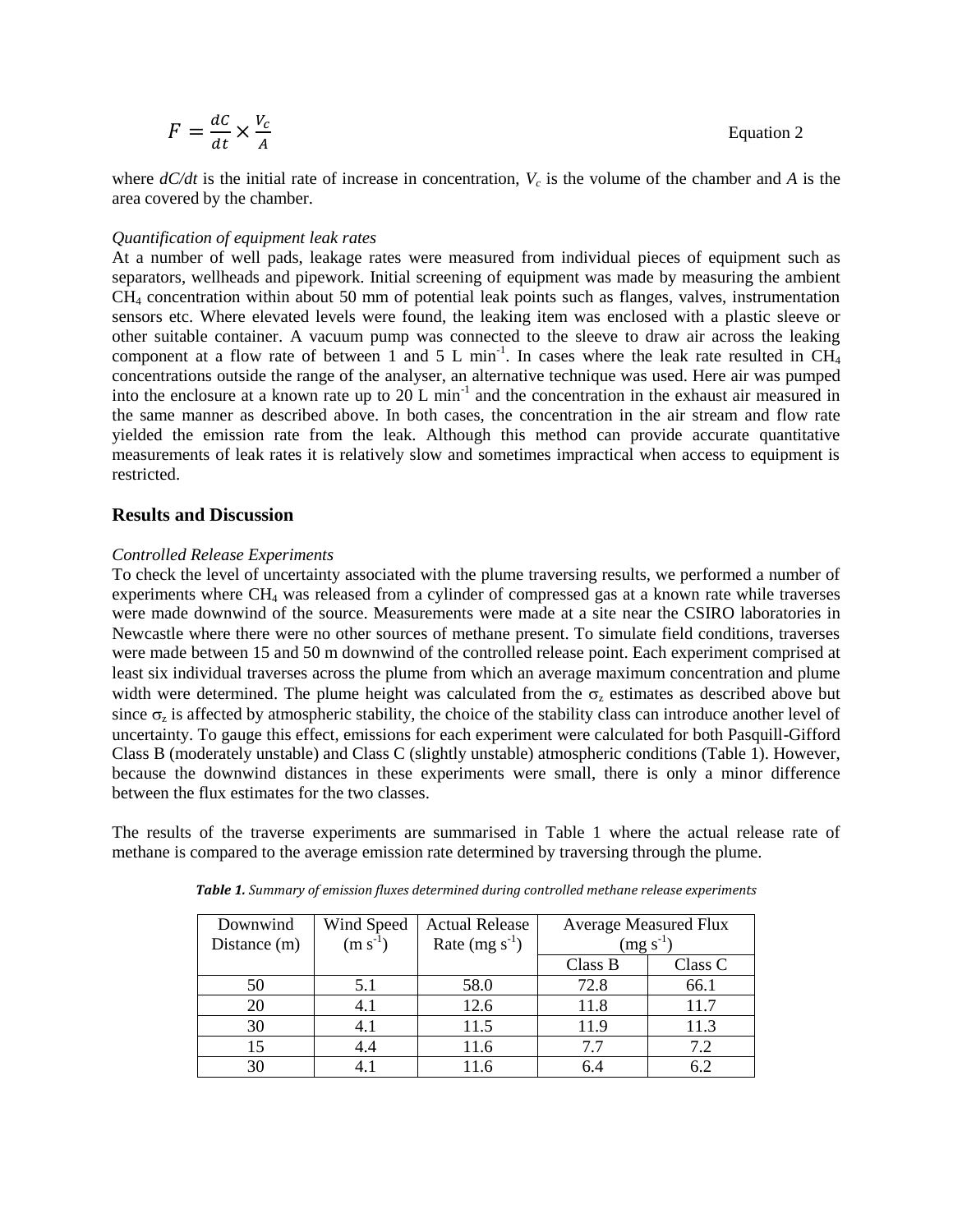$$F = \frac{dC}{dt} \times \frac{V_c}{A} \qquad \text{Equation 2}$$

where $dC/dt$ is the initial rate of increase in concentration, $V_c$ is the volume of the chamber and $A$ is the area covered by the chamber.

*Quantification of equipment leak rates*

At a number of well pads, leakage rates were measured from individual pieces of equipment such as separators, wellheads and pipework. Initial screening of equipment was made by measuring the ambient $CH_4$ concentration within about 50 mm of potential leak points such as flanges, valves, instrumentation sensors etc. Where elevated levels were found, the leaking item was enclosed with a plastic sleeve or other suitable container. A vacuum pump was connected to the sleeve to draw air across the leaking component at a flow rate of between 1 and 5 L $min^{-1}$. In cases where the leak rate resulted in $CH_4$ concentrations outside the range of the analyser, an alternative technique was used. Here air was pumped into the enclosure at a known rate up to 20 L $min^{-1}$ and the concentration in the exhaust air measured in the same manner as described above. In both cases, the concentration in the air stream and flow rate yielded the emission rate from the leak. Although this method can provide accurate quantitative measurements of leak rates it is relatively slow and sometimes impractical when access to equipment is restricted.

## Results and Discussion

*Controlled Release Experiments*

To check the level of uncertainty associated with the plume traversing results, we performed a number of experiments where $CH_4$ was released from a cylinder of compressed gas at a known rate while traverses were made downwind of the source. Measurements were made at a site near the CSIRO laboratories in Newcastle where there were no other sources of methane present. To simulate field conditions, traverses were made between 15 and 50 m downwind of the controlled release point. Each experiment comprised at least six individual traverses across the plume from which an average maximum concentration and plume width were determined. The plume height was calculated from the $\sigma_z$ estimates as described above but since $\sigma_z$ is affected by atmospheric stability, the choice of the stability class can introduce another level of uncertainty. To gauge this effect, emissions for each experiment were calculated for both Pasquill-Gifford Class B (moderately unstable) and Class C (slightly unstable) atmospheric conditions (Table 1). However, because the downwind distances in these experiments were small, there is only a minor difference between the flux estimates for the two classes.

The results of the traverse experiments are summarised in Table 1 where the actual release rate of methane is compared to the average emission rate determined by traversing through the plume.

***Table 1.*** *Summary of emission fluxes determined during controlled methane release experiments*

| Downwind Distance (m) | Wind Speed ($m\ s^{-1}$) | Actual Release Rate ($mg\ s^{-1}$) | Average Measured Flux ($mg\ s^{-1}$) | |
|---|---|---|---|---|
| | | | Class B | Class C |
| 50 | 5.1 | 58.0 | 72.8 | 66.1 |
| 20 | 4.1 | 12.6 | 11.8 | 11.7 |
| 30 | 4.1 | 11.5 | 11.9 | 11.3 |
| 15 | 4.4 | 11.6 | 7.7 | 7.2 |
| 30 | 4.1 | 11.6 | 6.4 | 6.2 |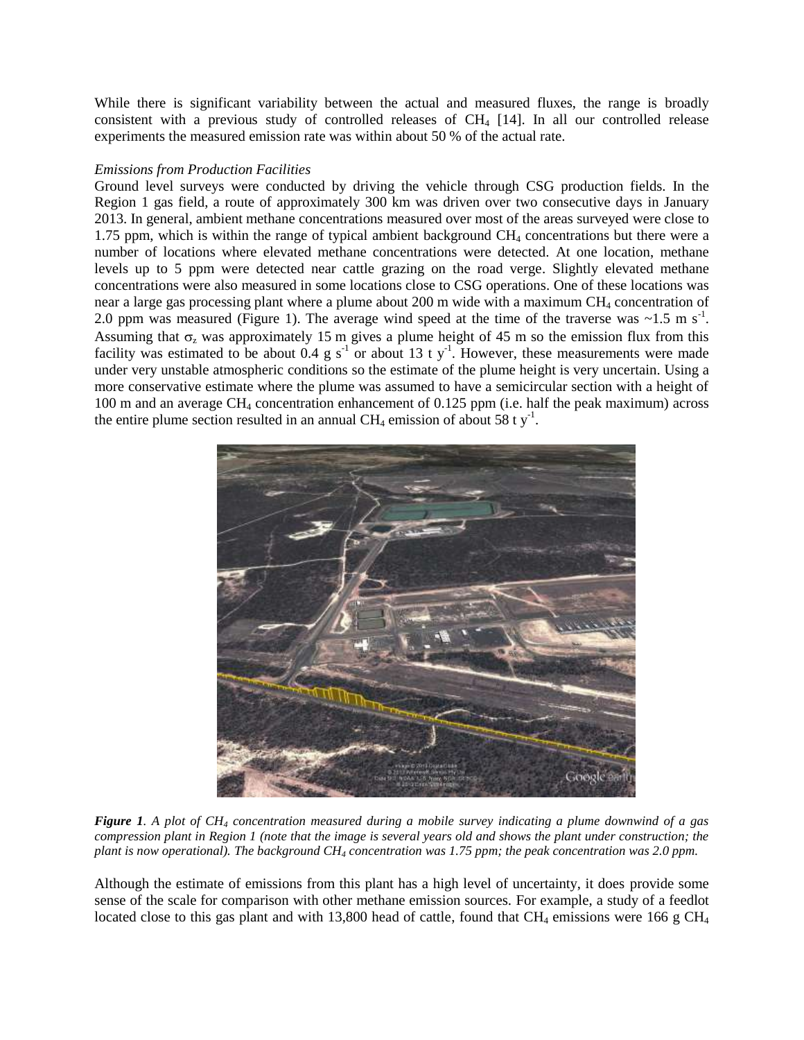While there is significant variability between the actual and measured fluxes, the range is broadly consistent with a previous study of controlled releases of $CH_4$ [14]. In all our controlled release experiments the measured emission rate was within about 50 % of the actual rate.

*Emissions from Production Facilities*

Ground level surveys were conducted by driving the vehicle through CSG production fields. In the Region 1 gas field, a route of approximately 300 km was driven over two consecutive days in January 2013. In general, ambient methane concentrations measured over most of the areas surveyed were close to 1.75 ppm, which is within the range of typical ambient background $CH_4$ concentrations but there were a number of locations where elevated methane concentrations were detected. At one location, methane levels up to 5 ppm were detected near cattle grazing on the road verge. Slightly elevated methane concentrations were also measured in some locations close to CSG operations. One of these locations was near a large gas processing plant where a plume about 200 m wide with a maximum $CH_4$ concentration of 2.0 ppm was measured (Figure 1). The average wind speed at the time of the traverse was ~1.5 m $s^{-1}$. Assuming that $\sigma_z$ was approximately 15 m gives a plume height of 45 m so the emission flux from this facility was estimated to be about 0.4 g $s^{-1}$ or about 13 t $y^{-1}$. However, these measurements were made under very unstable atmospheric conditions so the estimate of the plume height is very uncertain. Using a more conservative estimate where the plume was assumed to have a semicircular section with a height of 100 m and an average $CH_4$ concentration enhancement of 0.125 ppm (i.e. half the peak maximum) across the entire plume section resulted in an annual $CH_4$ emission of about 58 t $y^{-1}$.

***Figure 1**. A plot of $CH_4$ concentration measured during a mobile survey indicating a plume downwind of a gas compression plant in Region 1 (note that the image is several years old and shows the plant under construction; the plant is now operational). The background $CH_4$ concentration was 1.75 ppm; the peak concentration was 2.0 ppm.*

Although the estimate of emissions from this plant has a high level of uncertainty, it does provide some sense of the scale for comparison with other methane emission sources. For example, a study of a feedlot located close to this gas plant and with 13,800 head of cattle, found that $CH_4$ emissions were 166 g $CH_4$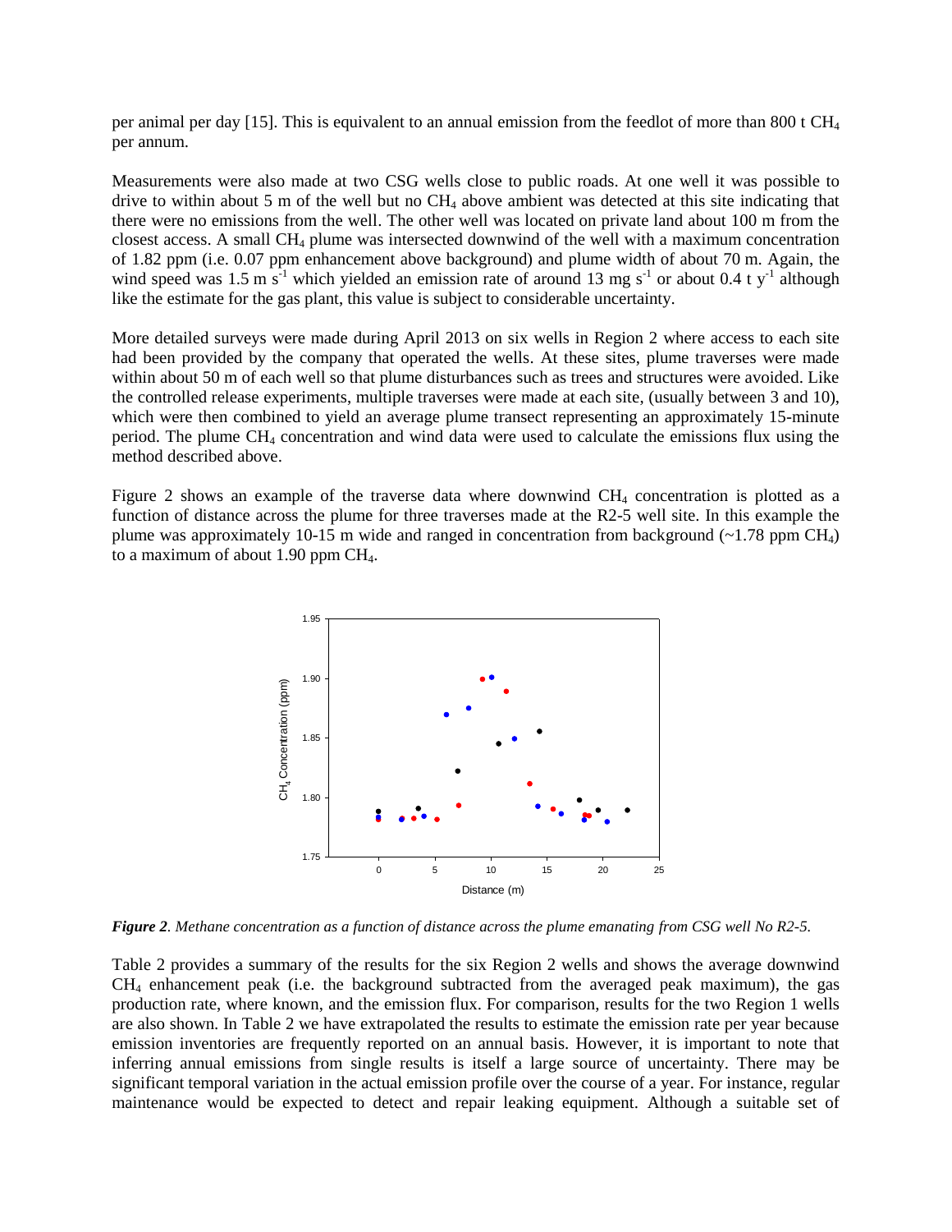per animal per day [15]. This is equivalent to an annual emission from the feedlot of more than 800 t $CH_4$ per annum.

Measurements were also made at two CSG wells close to public roads. At one well it was possible to drive to within about 5 m of the well but no $CH_4$ above ambient was detected at this site indicating that there were no emissions from the well. The other well was located on private land about 100 m from the closest access. A small $CH_4$ plume was intersected downwind of the well with a maximum concentration of 1.82 ppm (i.e. 0.07 ppm enhancement above background) and plume width of about 70 m. Again, the wind speed was 1.5 m $s^{-1}$ which yielded an emission rate of around 13 mg $s^{-1}$ or about 0.4 t $y^{-1}$ although like the estimate for the gas plant, this value is subject to considerable uncertainty.

More detailed surveys were made during April 2013 on six wells in Region 2 where access to each site had been provided by the company that operated the wells. At these sites, plume traverses were made within about 50 m of each well so that plume disturbances such as trees and structures were avoided. Like the controlled release experiments, multiple traverses were made at each site, (usually between 3 and 10), which were then combined to yield an average plume transect representing an approximately 15-minute period. The plume $CH_4$ concentration and wind data were used to calculate the emissions flux using the method described above.

Figure 2 shows an example of the traverse data where downwind $CH_4$ concentration is plotted as a function of distance across the plume for three traverses made at the R2-5 well site. In this example the plume was approximately 10-15 m wide and ranged in concentration from background (~1.78 ppm $CH_4$) to a maximum of about 1.90 ppm $CH_4$.

***Figure 2****. Methane concentration as a function of distance across the plume emanating from CSG well No R2-5.*

Table 2 provides a summary of the results for the six Region 2 wells and shows the average downwind $CH_4$ enhancement peak (i.e. the background subtracted from the averaged peak maximum), the gas production rate, where known, and the emission flux. For comparison, results for the two Region 1 wells are also shown. In Table 2 we have extrapolated the results to estimate the emission rate per year because emission inventories are frequently reported on an annual basis. However, it is important to note that inferring annual emissions from single results is itself a large source of uncertainty. There may be significant temporal variation in the actual emission profile over the course of a year. For instance, regular maintenance would be expected to detect and repair leaking equipment. Although a suitable set of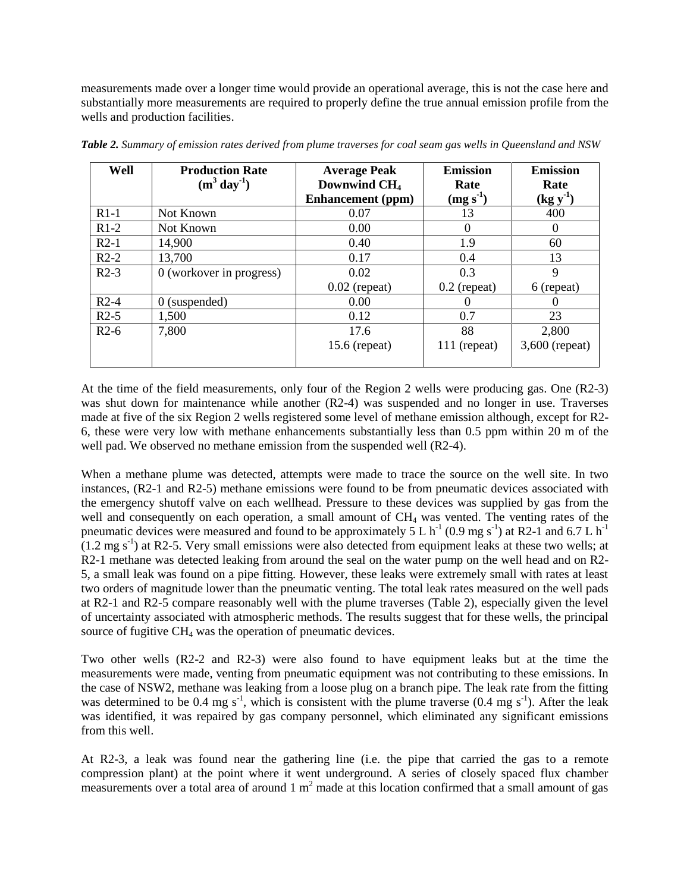measurements made over a longer time would provide an operational average, this is not the case here and substantially more measurements are required to properly define the true annual emission profile from the wells and production facilities.

***Table 2.*** *Summary of emission rates derived from plume traverses for coal seam gas wells in Queensland and NSW*

| Well | Production Rate ($m^3$ $day^{-1}$) | Average Peak Downwind $CH_4$ Enhancement (ppm) | Emission Rate ($mg\ s^{-1}$) | Emission Rate ($kg\ y^{-1}$) |
|---|---|---|---|---|
| R1-1 | Not Known | 0.07 | 13 | 400 |
| R1-2 | Not Known | 0.00 | 0 | 0 |
| R2-1 | 14,900 | 0.40 | 1.9 | 60 |
| R2-2 | 13,700 | 0.17 | 0.4 | 13 |
| R2-3 | 0 (workover in progress) | 0.02<br>0.02 (repeat) | 0.3<br>0.2 (repeat) | 9<br>6 (repeat) |
| R2-4 | 0 (suspended) | 0.00 | 0 | 0 |
| R2-5 | 1,500 | 0.12 | 0.7 | 23 |
| R2-6 | 7,800 | 17.6<br>15.6 (repeat) | 88<br>111 (repeat) | 2,800<br>3,600 (repeat) |

At the time of the field measurements, only four of the Region 2 wells were producing gas. One (R2-3) was shut down for maintenance while another (R2-4) was suspended and no longer in use. Traverses made at five of the six Region 2 wells registered some level of methane emission although, except for R2-6, these were very low with methane enhancements substantially less than 0.5 ppm within 20 m of the well pad. We observed no methane emission from the suspended well (R2-4).

When a methane plume was detected, attempts were made to trace the source on the well site. In two instances, (R2-1 and R2-5) methane emissions were found to be from pneumatic devices associated with the emergency shutoff valve on each wellhead. Pressure to these devices was supplied by gas from the well and consequently on each operation, a small amount of $CH_4$ was vented. The venting rates of the pneumatic devices were measured and found to be approximately 5 L $h^{-1}$ (0.9 mg $s^{-1}$) at R2-1 and 6.7 L $h^{-1}$ (1.2 mg $s^{-1}$) at R2-5. Very small emissions were also detected from equipment leaks at these two wells; at R2-1 methane was detected leaking from around the seal on the water pump on the well head and on R2-5, a small leak was found on a pipe fitting. However, these leaks were extremely small with rates at least two orders of magnitude lower than the pneumatic venting. The total leak rates measured on the well pads at R2-1 and R2-5 compare reasonably well with the plume traverses (Table 2), especially given the level of uncertainty associated with atmospheric methods. The results suggest that for these wells, the principal source of fugitive $CH_4$ was the operation of pneumatic devices.

Two other wells (R2-2 and R2-3) were also found to have equipment leaks but at the time the measurements were made, venting from pneumatic equipment was not contributing to these emissions. In the case of NSW2, methane was leaking from a loose plug on a branch pipe. The leak rate from the fitting was determined to be 0.4 mg $s^{-1}$, which is consistent with the plume traverse (0.4 mg $s^{-1}$). After the leak was identified, it was repaired by gas company personnel, which eliminated any significant emissions from this well.

At R2-3, a leak was found near the gathering line (i.e. the pipe that carried the gas to a remote compression plant) at the point where it went underground. A series of closely spaced flux chamber measurements over a total area of around 1 $m^2$ made at this location confirmed that a small amount of gas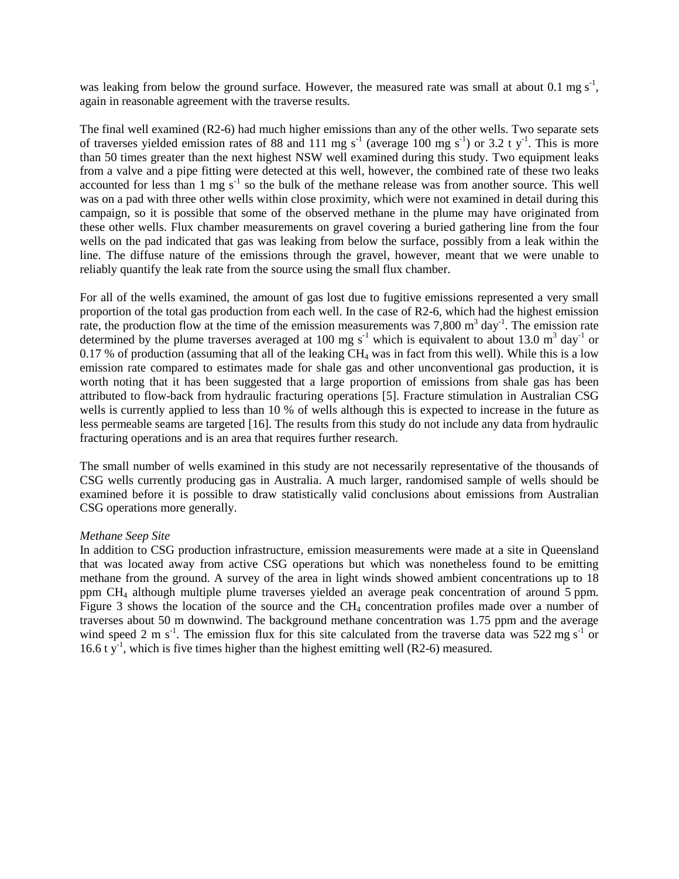was leaking from below the ground surface. However, the measured rate was small at about 0.1 mg $s^{-1}$, again in reasonable agreement with the traverse results.

The final well examined (R2-6) had much higher emissions than any of the other wells. Two separate sets of traverses yielded emission rates of 88 and 111 mg $s^{-1}$ (average 100 mg $s^{-1}$) or 3.2 t $y^{-1}$. This is more than 50 times greater than the next highest NSW well examined during this study. Two equipment leaks from a valve and a pipe fitting were detected at this well, however, the combined rate of these two leaks accounted for less than 1 mg $s^{-1}$ so the bulk of the methane release was from another source. This well was on a pad with three other wells within close proximity, which were not examined in detail during this campaign, so it is possible that some of the observed methane in the plume may have originated from these other wells. Flux chamber measurements on gravel covering a buried gathering line from the four wells on the pad indicated that gas was leaking from below the surface, possibly from a leak within the line. The diffuse nature of the emissions through the gravel, however, meant that we were unable to reliably quantify the leak rate from the source using the small flux chamber.

For all of the wells examined, the amount of gas lost due to fugitive emissions represented a very small proportion of the total gas production from each well. In the case of R2-6, which had the highest emission rate, the production flow at the time of the emission measurements was 7,800 $m^3$ $day^{-1}$. The emission rate determined by the plume traverses averaged at 100 mg $s^{-1}$ which is equivalent to about 13.0 $m^3$ $day^{-1}$ or 0.17 % of production (assuming that all of the leaking $CH_4$ was in fact from this well). While this is a low emission rate compared to estimates made for shale gas and other unconventional gas production, it is worth noting that it has been suggested that a large proportion of emissions from shale gas has been attributed to flow-back from hydraulic fracturing operations [5]. Fracture stimulation in Australian CSG wells is currently applied to less than 10 % of wells although this is expected to increase in the future as less permeable seams are targeted [16]. The results from this study do not include any data from hydraulic fracturing operations and is an area that requires further research.

The small number of wells examined in this study are not necessarily representative of the thousands of CSG wells currently producing gas in Australia. A much larger, randomised sample of wells should be examined before it is possible to draw statistically valid conclusions about emissions from Australian CSG operations more generally.

*Methane Seep Site*

In addition to CSG production infrastructure, emission measurements were made at a site in Queensland that was located away from active CSG operations but which was nonetheless found to be emitting methane from the ground. A survey of the area in light winds showed ambient concentrations up to 18 ppm $CH_4$ although multiple plume traverses yielded an average peak concentration of around 5 ppm. Figure 3 shows the location of the source and the $CH_4$ concentration profiles made over a number of traverses about 50 m downwind. The background methane concentration was 1.75 ppm and the average wind speed 2 m $s^{-1}$. The emission flux for this site calculated from the traverse data was 522 mg $s^{-1}$ or 16.6 t $y^{-1}$, which is five times higher than the highest emitting well (R2-6) measured.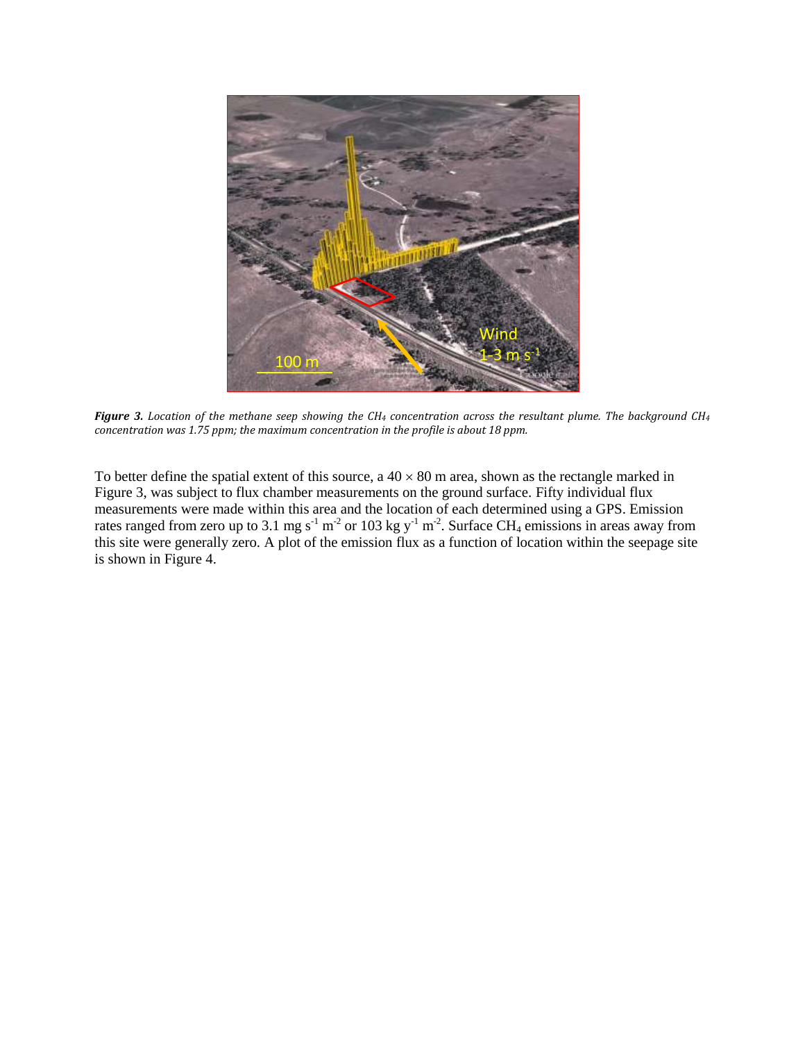***Figure 3.*** *Location of the methane seep showing the $CH_4$ concentration across the resultant plume. The background $CH_4$ concentration was 1.75 ppm; the maximum concentration in the profile is about 18 ppm.*

To better define the spatial extent of this source, a 40 × 80 m area, shown as the rectangle marked in Figure 3, was subject to flux chamber measurements on the ground surface. Fifty individual flux measurements were made within this area and the location of each determined using a GPS. Emission rates ranged from zero up to 3.1 mg $s^{-1}$ $m^{-2}$ or 103 kg $y^{-1}$ $m^{-2}$. Surface $CH_4$ emissions in areas away from this site were generally zero. A plot of the emission flux as a function of location within the seepage site is shown in Figure 4.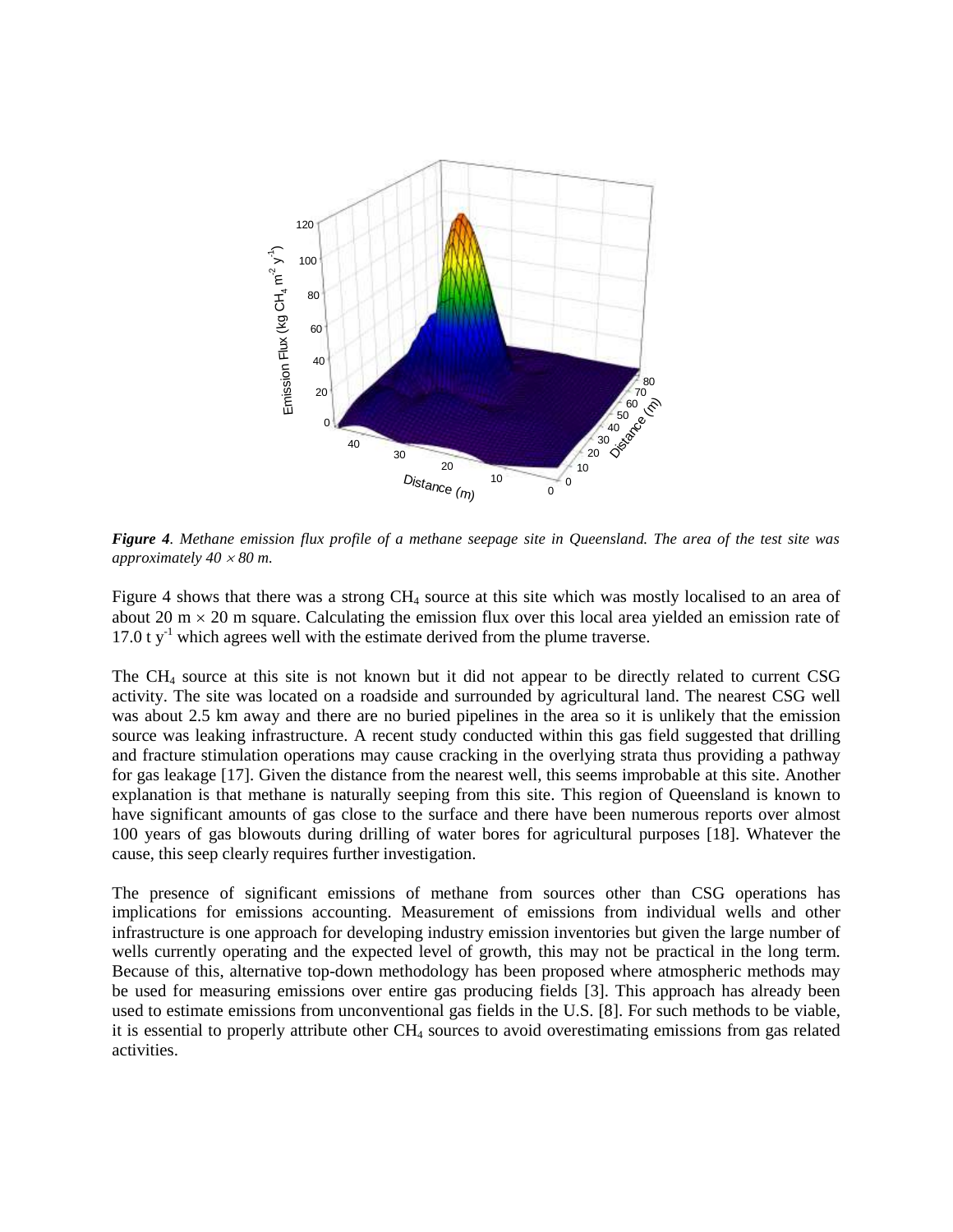***Figure 4**. Methane emission flux profile of a methane seepage site in Queensland. The area of the test site was approximately 40 × 80 m.*

Figure 4 shows that there was a strong $CH_4$ source at this site which was mostly localised to an area of about 20 m × 20 m square. Calculating the emission flux over this local area yielded an emission rate of 17.0 t $y^{-1}$ which agrees well with the estimate derived from the plume traverse.

The $CH_4$ source at this site is not known but it did not appear to be directly related to current CSG activity. The site was located on a roadside and surrounded by agricultural land. The nearest CSG well was about 2.5 km away and there are no buried pipelines in the area so it is unlikely that the emission source was leaking infrastructure. A recent study conducted within this gas field suggested that drilling and fracture stimulation operations may cause cracking in the overlying strata thus providing a pathway for gas leakage [17]. Given the distance from the nearest well, this seems improbable at this site. Another explanation is that methane is naturally seeping from this site. This region of Queensland is known to have significant amounts of gas close to the surface and there have been numerous reports over almost 100 years of gas blowouts during drilling of water bores for agricultural purposes [18]. Whatever the cause, this seep clearly requires further investigation.

The presence of significant emissions of methane from sources other than CSG operations has implications for emissions accounting. Measurement of emissions from individual wells and other infrastructure is one approach for developing industry emission inventories but given the large number of wells currently operating and the expected level of growth, this may not be practical in the long term. Because of this, alternative top-down methodology has been proposed where atmospheric methods may be used for measuring emissions over entire gas producing fields [3]. This approach has already been used to estimate emissions from unconventional gas fields in the U.S. [8]. For such methods to be viable, it is essential to properly attribute other $CH_4$ sources to avoid overestimating emissions from gas related activities.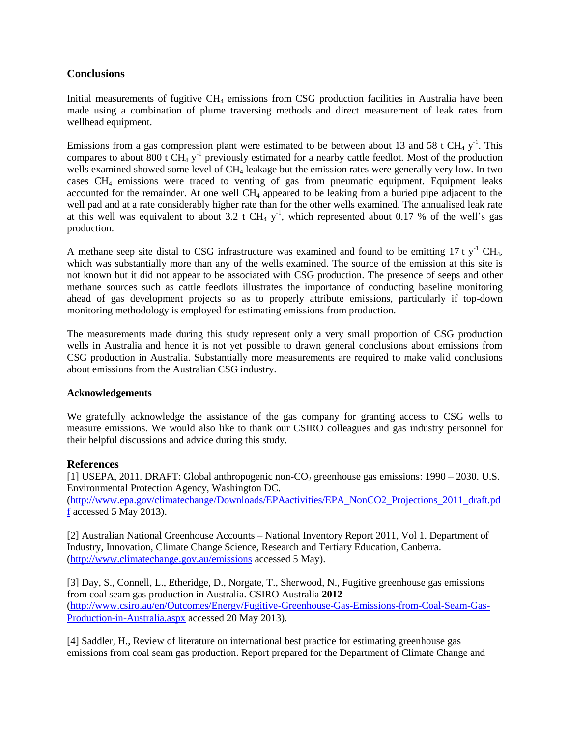## Conclusions

Initial measurements of fugitive $CH_4$ emissions from CSG production facilities in Australia have been made using a combination of plume traversing methods and direct measurement of leak rates from wellhead equipment.

Emissions from a gas compression plant were estimated to be between about 13 and 58 t $CH_4$ $y^{-1}$. This compares to about 800 t $CH_4$ $y^{-1}$ previously estimated for a nearby cattle feedlot. Most of the production wells examined showed some level of $CH_4$ leakage but the emission rates were generally very low. In two cases $CH_4$ emissions were traced to venting of gas from pneumatic equipment. Equipment leaks accounted for the remainder. At one well $CH_4$ appeared to be leaking from a buried pipe adjacent to the well pad and at a rate considerably higher rate than for the other wells examined. The annualised leak rate at this well was equivalent to about 3.2 t $CH_4$ $y^{-1}$, which represented about 0.17 % of the well's gas production.

A methane seep site distal to CSG infrastructure was examined and found to be emitting 17 t $y^{-1}$ $CH_4$, which was substantially more than any of the wells examined. The source of the emission at this site is not known but it did not appear to be associated with CSG production. The presence of seeps and other methane sources such as cattle feedlots illustrates the importance of conducting baseline monitoring ahead of gas development projects so as to properly attribute emissions, particularly if top-down monitoring methodology is employed for estimating emissions from production.

The measurements made during this study represent only a very small proportion of CSG production wells in Australia and hence it is not yet possible to drawn general conclusions about emissions from CSG production in Australia. Substantially more measurements are required to make valid conclusions about emissions from the Australian CSG industry.

### Acknowledgements

We gratefully acknowledge the assistance of the gas company for granting access to CSG wells to measure emissions. We would also like to thank our CSIRO colleagues and gas industry personnel for their helpful discussions and advice during this study.

## References

[1] USEPA, 2011. DRAFT: Global anthropogenic non-$CO_2$ greenhouse gas emissions: 1990 – 2030. U.S. Environmental Protection Agency, Washington DC. (http://www.epa.gov/climatechange/Downloads/EPAactivities/EPA_NonCO2_Projections_2011_draft.pdf accessed 5 May 2013).

[2] Australian National Greenhouse Accounts – National Inventory Report 2011, Vol 1. Department of Industry, Innovation, Climate Change Science, Research and Tertiary Education, Canberra. (http://www.climatechange.gov.au/emissions accessed 5 May).

[3] Day, S., Connell, L., Etheridge, D., Norgate, T., Sherwood, N., Fugitive greenhouse gas emissions from coal seam gas production in Australia. CSIRO Australia **2012** (http://www.csiro.au/en/Outcomes/Energy/Fugitive-Greenhouse-Gas-Emissions-from-Coal-Seam-Gas-Production-in-Australia.aspx accessed 20 May 2013).

[4] Saddler, H., Review of literature on international best practice for estimating greenhouse gas emissions from coal seam gas production. Report prepared for the Department of Climate Change and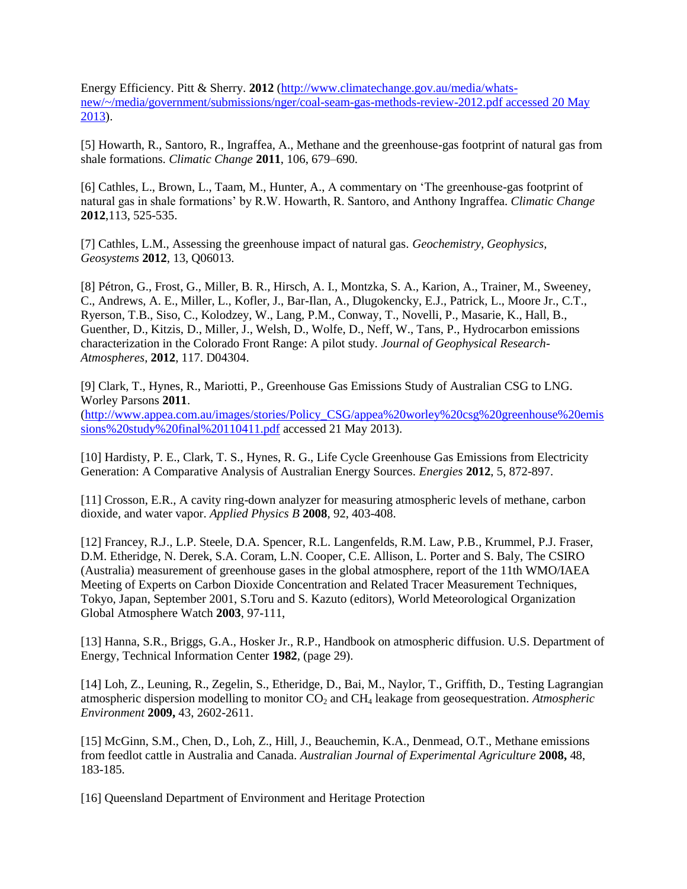Energy Efficiency. Pitt & Sherry. **2012** (http://www.climatechange.gov.au/media/whats-new/~/media/government/submissions/nger/coal-seam-gas-methods-review-2012.pdf accessed 20 May 2013).

[5] Howarth, R., Santoro, R., Ingraffea, A., Methane and the greenhouse-gas footprint of natural gas from shale formations. *Climatic Change* **2011**, 106, 679–690.

[6] Cathles, L., Brown, L., Taam, M., Hunter, A., A commentary on 'The greenhouse-gas footprint of natural gas in shale formations' by R.W. Howarth, R. Santoro, and Anthony Ingraffea. *Climatic Change* **2012**,113, 525-535.

[7] Cathles, L.M., Assessing the greenhouse impact of natural gas. *Geochemistry, Geophysics, Geosystems* **2012**, 13, Q06013.

[8] Pétron, G., Frost, G., Miller, B. R., Hirsch, A. I., Montzka, S. A., Karion, A., Trainer, M., Sweeney, C., Andrews, A. E., Miller, L., Kofler, J., Bar-Ilan, A., Dlugokencky, E.J., Patrick, L., Moore Jr., C.T., Ryerson, T.B., Siso, C., Kolodzey, W., Lang, P.M., Conway, T., Novelli, P., Masarie, K., Hall, B., Guenther, D., Kitzis, D., Miller, J., Welsh, D., Wolfe, D., Neff, W., Tans, P., Hydrocarbon emissions characterization in the Colorado Front Range: A pilot study. *Journal of Geophysical Research-Atmospheres*, **2012**, 117. D04304.

[9] Clark, T., Hynes, R., Mariotti, P., Greenhouse Gas Emissions Study of Australian CSG to LNG. Worley Parsons **2011**. (http://www.appea.com.au/images/stories/Policy_CSG/appea%20worley%20csg%20greenhouse%20emissions%20study%20final%20110411.pdf accessed 21 May 2013).

[10] Hardisty, P. E., Clark, T. S., Hynes, R. G., Life Cycle Greenhouse Gas Emissions from Electricity Generation: A Comparative Analysis of Australian Energy Sources. *Energies* **2012**, 5, 872-897.

[11] Crosson, E.R., A cavity ring-down analyzer for measuring atmospheric levels of methane, carbon dioxide, and water vapor. *Applied Physics B* **2008**, 92, 403-408.

[12] Francey, R.J., L.P. Steele, D.A. Spencer, R.L. Langenfelds, R.M. Law, P.B., Krummel, P.J. Fraser, D.M. Etheridge, N. Derek, S.A. Coram, L.N. Cooper, C.E. Allison, L. Porter and S. Baly, The CSIRO (Australia) measurement of greenhouse gases in the global atmosphere, report of the 11th WMO/IAEA Meeting of Experts on Carbon Dioxide Concentration and Related Tracer Measurement Techniques, Tokyo, Japan, September 2001, S.Toru and S. Kazuto (editors), World Meteorological Organization Global Atmosphere Watch **2003**, 97-111,

[13] Hanna, S.R., Briggs, G.A., Hosker Jr., R.P., Handbook on atmospheric diffusion. U.S. Department of Energy, Technical Information Center **1982**, (page 29).

[14] Loh, Z., Leuning, R., Zegelin, S., Etheridge, D., Bai, M., Naylor, T., Griffith, D., Testing Lagrangian atmospheric dispersion modelling to monitor $CO_2$ and $CH_4$ leakage from geosequestration. *Atmospheric Environment* **2009,** 43, 2602-2611.

[15] McGinn, S.M., Chen, D., Loh, Z., Hill, J., Beauchemin, K.A., Denmead, O.T., Methane emissions from feedlot cattle in Australia and Canada. *Australian Journal of Experimental Agriculture* **2008,** 48, 183-185.

[16] Queensland Department of Environment and Heritage Protection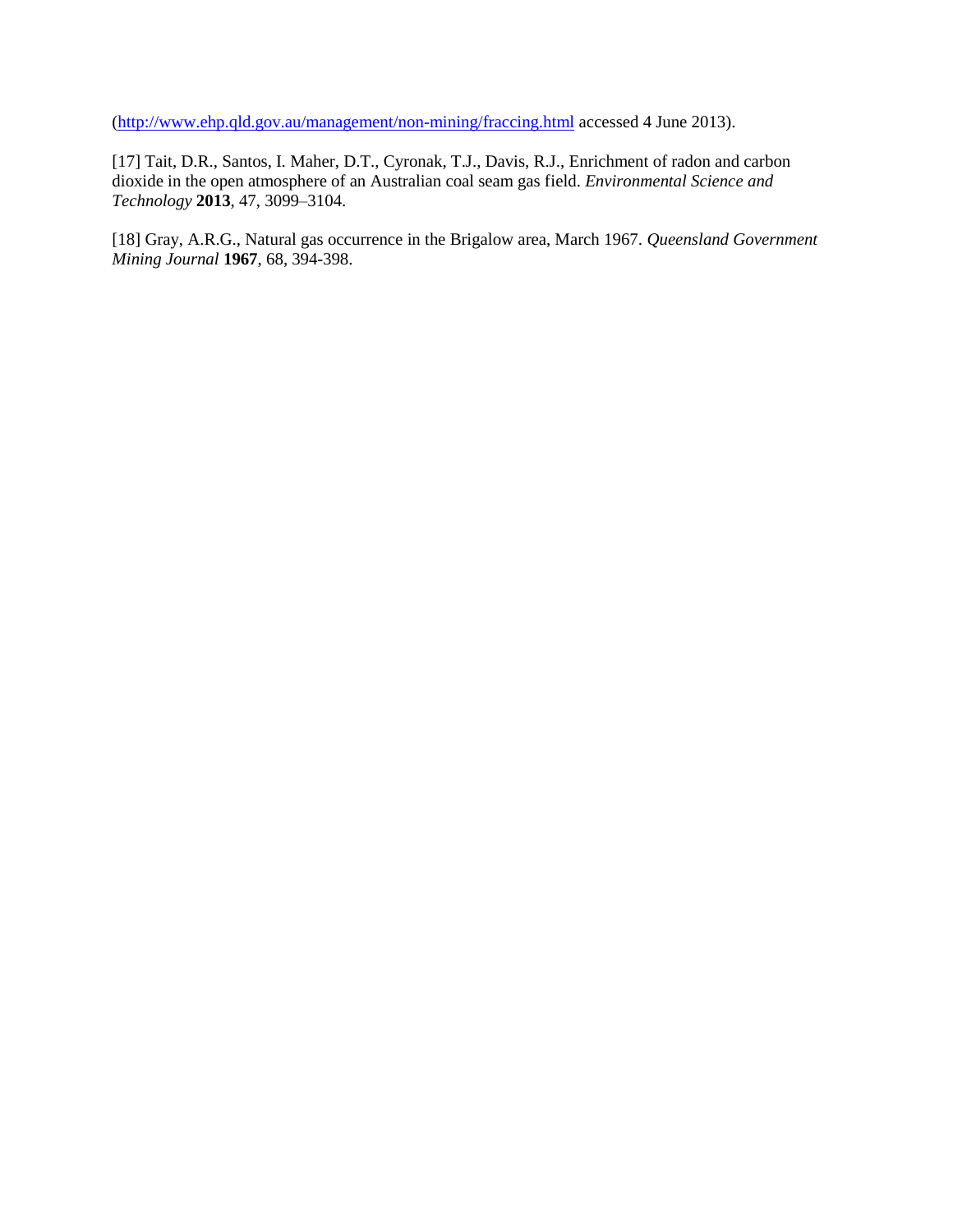(http://www.ehp.qld.gov.au/management/non-mining/fraccing.html accessed 4 June 2013).

[17] Tait, D.R., Santos, I. Maher, D.T., Cyronak, T.J., Davis, R.J., Enrichment of radon and carbon dioxide in the open atmosphere of an Australian coal seam gas field. *Environmental Science and Technology* **2013**, 47, 3099–3104.

[18] Gray, A.R.G., Natural gas occurrence in the Brigalow area, March 1967. *Queensland Government Mining Journal* **1967**, 68, 394-398.